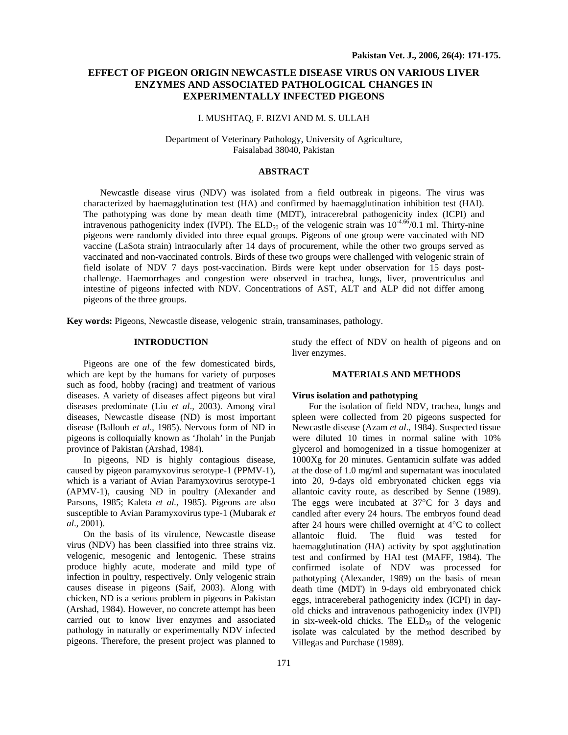# EFFECT OF PIGEON ORIGIN NEWCASTLE DISEASE VIRUS ON VARIOUS LIVER ENZYMES AND ASSOCIATED PATHOLOGICAL CHANGES IN EXPERIMENTALLY INFECTED PIGEONS

I. MUSHTAQ, F. RIZVI AND M. S. ULLAH

Department of Veterinary Pathology, University of Agriculture, Faisalabad 38040, Pakistan

## ABSTRACT

Newcastle disease virus (NDV) was isolated from a field outbreak in pigeons. The virus was characterized by haemagglutination test (HA) and confirmed by haemagglutination inhibition test (HAI). The pathotyping was done by mean death time (MDT), intracerebral pathogenicity index (ICPI) and intravenous pathogenicity index (IVPI). The $ELD_{50}$ of the velogenic strain was $10^{-4.66}$/0.1 ml. Thirty-nine pigeons were randomly divided into three equal groups. Pigeons of one group were vaccinated with ND vaccine (LaSota strain) intraocularly after 14 days of procurement, while the other two groups served as vaccinated and non-vaccinated controls. Birds of these two groups were challenged with velogenic strain of field isolate of NDV 7 days post-vaccination. Birds were kept under observation for 15 days post-challenge. Haemorrhages and congestion were observed in trachea, lungs, liver, proventriculus and intestine of pigeons infected with NDV. Concentrations of AST, ALT and ALP did not differ among pigeons of the three groups.

**Key words:** Pigeons, Newcastle disease, velogenic strain, transaminases, pathology.

## INTRODUCTION

Pigeons are one of the few domesticated birds, which are kept by the humans for variety of purposes such as food, hobby (racing) and treatment of various diseases. A variety of diseases affect pigeons but viral diseases predominate (Liu *et al*., 2003). Among viral diseases, Newcastle disease (ND) is most important disease (Ballouh *et al*., 1985). Nervous form of ND in pigeons is colloquially known as 'Jholah' in the Punjab province of Pakistan (Arshad, 1984).

In pigeons, ND is highly contagious disease, caused by pigeon paramyxovirus serotype-1 (PPMV-1), which is a variant of Avian Paramyxovirus serotype-1 (APMV-1), causing ND in poultry (Alexander and Parsons, 1985; Kaleta *et al.*, 1985). Pigeons are also susceptible to Avian Paramyxovirus type-1 (Mubarak *et al*., 2001).

On the basis of its virulence, Newcastle disease virus (NDV) has been classified into three strains viz. velogenic, mesogenic and lentogenic. These strains produce highly acute, moderate and mild type of infection in poultry, respectively. Only velogenic strain causes disease in pigeons (Saif, 2003). Along with chicken, ND is a serious problem in pigeons in Pakistan (Arshad, 1984). However, no concrete attempt has been carried out to know liver enzymes and associated pathology in naturally or experimentally NDV infected pigeons. Therefore, the present project was planned to study the effect of NDV on health of pigeons and on liver enzymes.

## MATERIALS AND METHODS

### Virus isolation and pathotyping

For the isolation of field NDV, trachea, lungs and spleen were collected from 20 pigeons suspected for Newcastle disease (Azam *et al*., 1984). Suspected tissue were diluted 10 times in normal saline with 10% glycerol and homogenized in a tissue homogenizer at 1000Xg for 20 minutes. Gentamicin sulfate was added at the dose of 1.0 mg/ml and supernatant was inoculated into 20, 9-days old embryonated chicken eggs via allantoic cavity route, as described by Senne (1989). The eggs were incubated at 37°C for 3 days and candled after every 24 hours. The embryos found dead after 24 hours were chilled overnight at 4°C to collect allantoic fluid. The fluid was tested for haemagglutination (HA) activity by spot agglutination test and confirmed by HAI test (MAFF, 1984). The confirmed isolate of NDV was processed for pathotyping (Alexander, 1989) on the basis of mean death time (MDT) in 9-days old embryonated chick eggs, intracereberal pathogenicity index (ICPI) in day-old chicks and intravenous pathogenicity index (IVPI) in six-week-old chicks. The $ELD_{50}$ of the velogenic isolate was calculated by the method described by Villegas and Purchase (1989).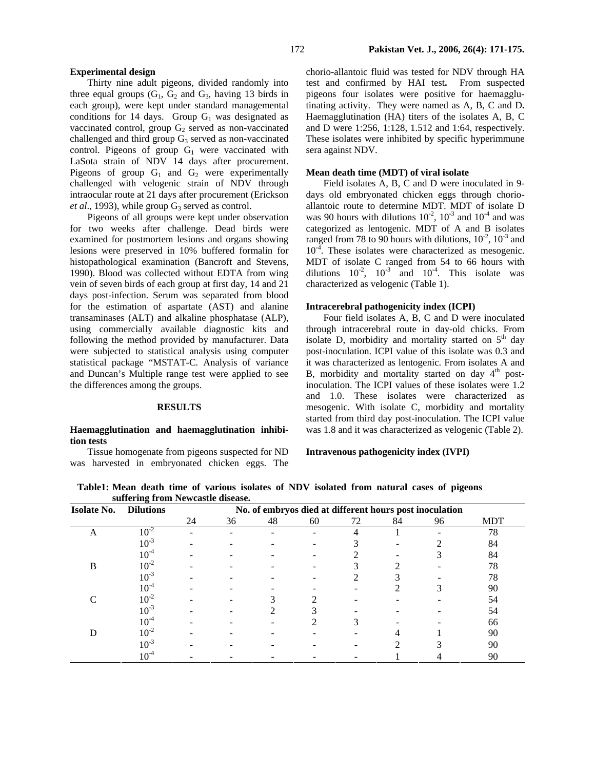### Experimental design

Thirty nine adult pigeons, divided randomly into three equal groups ($G_1$, $G_2$ and $G_3$, having 13 birds in each group), were kept under standard managemental conditions for 14 days. Group $G_1$ was designated as vaccinated control, group $G_2$ served as non-vaccinated challenged and third group $G_3$ served as non-vaccinated control. Pigeons of group $G_1$ were vaccinated with LaSota strain of NDV 14 days after procurement. Pigeons of group $G_1$ and $G_2$ were experimentally challenged with velogenic strain of NDV through intraocular route at 21 days after procurement (Erickson *et al*., 1993), while group $G_3$ served as control.

Pigeons of all groups were kept under observation for two weeks after challenge. Dead birds were examined for postmortem lesions and organs showing lesions were preserved in 10% buffered formalin for histopathological examination (Bancroft and Stevens, 1990). Blood was collected without EDTA from wing vein of seven birds of each group at first day, 14 and 21 days post-infection. Serum was separated from blood for the estimation of aspartate (AST) and alanine transaminases (ALT) and alkaline phosphatase (ALP), using commercially available diagnostic kits and following the method provided by manufacturer. Data were subjected to statistical analysis using computer statistical package "MSTAT-C. Analysis of variance and Duncan's Multiple range test were applied to see the differences among the groups.

## RESULTS

### Haemagglutination and haemagglutination inhibition tests

Tissue homogenate from pigeons suspected for ND was harvested in embryonated chicken eggs. The chorio-allantoic fluid was tested for NDV through HA test and confirmed by HAI test**.** From suspected pigeons four isolates were positive for haemagglutinating activity. They were named as A, B, C and D**.** Haemagglutination (HA) titers of the isolates A, B, C and D were 1:256, 1:128, 1.512 and 1:64, respectively. These isolates were inhibited by specific hyperimmune sera against NDV.

### Mean death time (MDT) of viral isolate

Field isolates A, B, C and D were inoculated in 9-days old embryonated chicken eggs through chorio-allantoic route to determine MDT. MDT of isolate D was 90 hours with dilutions $10^{-2}$, $10^{-3}$ and $10^{-4}$ and was categorized as lentogenic. MDT of A and B isolates ranged from 78 to 90 hours with dilutions, $10^{-2}$, $10^{-3}$ and $10^{-4}$. These isolates were characterized as mesogenic. MDT of isolate C ranged from 54 to 66 hours with dilutions $10^{-2}$, $10^{-3}$ and $10^{-4}$. This isolate was characterized as velogenic (Table 1).

### Intracerebral pathogenicity index (ICPI)

Four field isolates A, B, C and D were inoculated through intracerebral route in day-old chicks. From isolate D, morbidity and mortality started on 5th day post-inoculation. ICPI value of this isolate was 0.3 and it was characterized as lentogenic. From isolates A and B, morbidity and mortality started on day 4th post-inoculation. The ICPI values of these isolates were 1.2 and 1.0. These isolates were characterized as mesogenic. With isolate C, morbidity and mortality started from third day post-inoculation. The ICPI value was 1.8 and it was characterized as velogenic (Table 2).

### Intravenous pathogenicity index (IVPI)

**Table1: Mean death time of various isolates of NDV isolated from natural cases of pigeons suffering from Newcastle disease.**

| Isolate No. | Dilutions | No. of embryos died at different hours post inoculation | | | | | | | |
|---|---|---|---|---|---|---|---|---|---|
| | | 24 | 36 | 48 | 60 | 72 | 84 | 96 | MDT |
| A | $10^{-2}$ | - | - | - | - | 4 | 1 | - | 78 |
| | $10^{-3}$ | - | - | - | - | 3 | - | 2 | 84 |
| | $10^{-4}$ | - | - | - | - | 2 | - | 3 | 84 |
| B | $10^{-2}$ | - | - | - | - | 3 | 2 | - | 78 |
| | $10^{-3}$ | - | - | - | - | 2 | 3 | - | 78 |
| | $10^{-4}$ | - | - | - | - | - | 2 | 3 | 90 |
| C | $10^{-2}$ | - | - | 3 | 2 | - | - | - | 54 |
| | $10^{-3}$ | - | - | 2 | 3 | - | - | - | 54 |
| | $10^{-4}$ | - | - | - | 2 | 3 | - | - | 66 |
| D | $10^{-2}$ | - | - | - | - | - | 4 | 1 | 90 |
| | $10^{-3}$ | - | - | - | - | - | 2 | 3 | 90 |
| | $10^{-4}$ | - | - | - | - | - | 1 | 4 | 90 |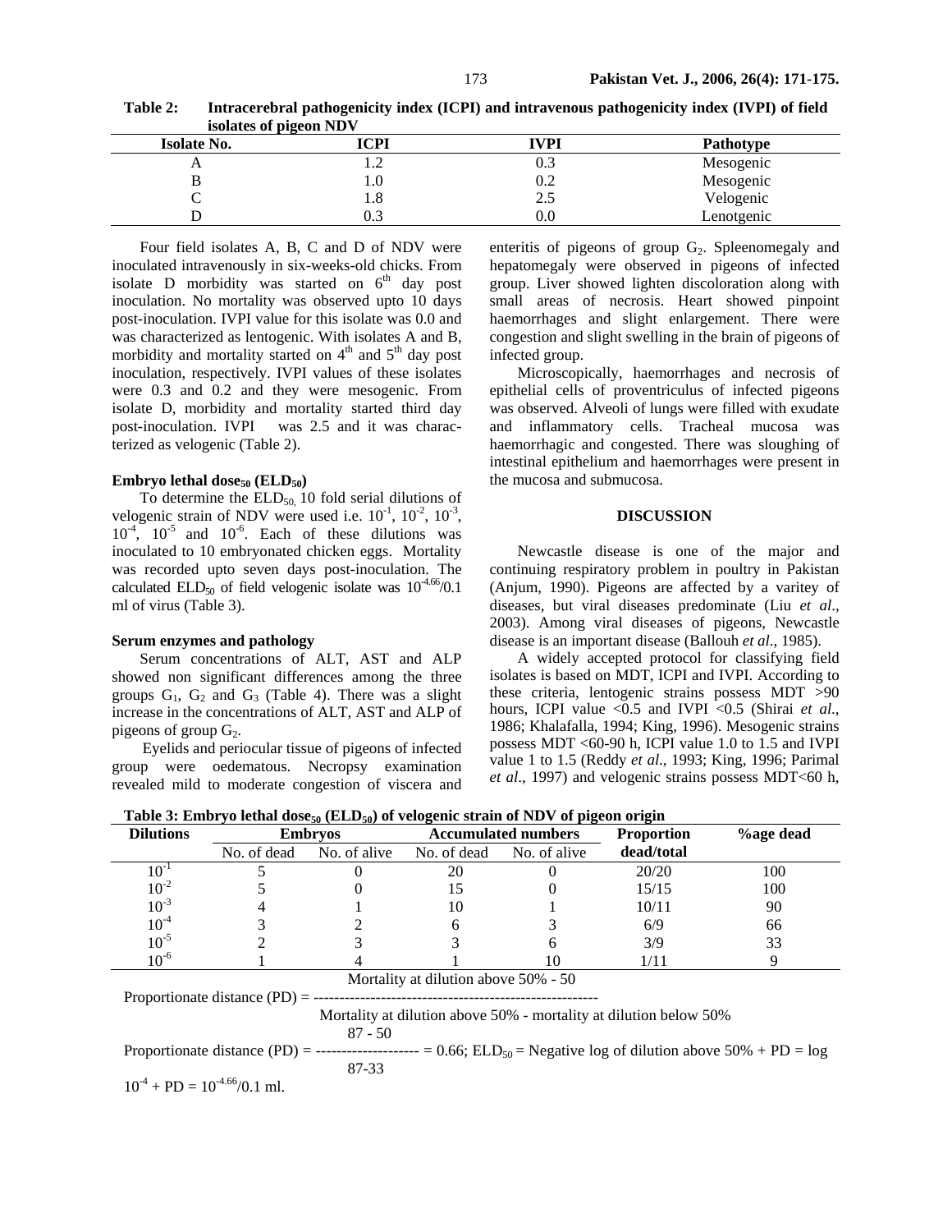**Table 2: Intracerebral pathogenicity index (ICPI) and intravenous pathogenicity index (IVPI) of field isolates of pigeon NDV**

| Isolate No. | ICPI | IVPI | Pathotype |
|---|---|---|---|
| A | 1.2 | 0.3 | Mesogenic |
| B | 1.0 | 0.2 | Mesogenic |
| C | 1.8 | 2.5 | Velogenic |
| D | 0.3 | 0.0 | Lenotgenic |

Four field isolates A, B, C and D of NDV were inoculated intravenously in six-weeks-old chicks. From isolate D morbidity was started on $6^{th}$ day post inoculation. No mortality was observed upto 10 days post-inoculation. IVPI value for this isolate was 0.0 and was characterized as lentogenic. With isolates A and B, morbidity and mortality started on $4^{th}$ and $5^{th}$ day post inoculation, respectively. IVPI values of these isolates were 0.3 and 0.2 and they were mesogenic. From isolate D, morbidity and mortality started third day post-inoculation. IVPI was 2.5 and it was characterized as velogenic (Table 2).

#### Embryo lethal dose$_{50}$ ($ELD_{50}$)

To determine the $ELD_{50,}$ 10 fold serial dilutions of velogenic strain of NDV were used i.e. $10^{-1}$, $10^{-2}$, $10^{-3}$, $10^{-4}$, $10^{-5}$ and $10^{-6}$. Each of these dilutions was inoculated to 10 embryonated chicken eggs. Mortality was recorded upto seven days post-inoculation. The calculated $ELD_{50}$ of field velogenic isolate was $10^{-4.66}$/0.1 ml of virus (Table 3).

#### Serum enzymes and pathology

Serum concentrations of ALT, AST and ALP showed non significant differences among the three groups $G_1$, $G_2$ and $G_3$ (Table 4). There was a slight increase in the concentrations of ALT, AST and ALP of pigeons of group $G_2$.

Eyelids and periocular tissue of pigeons of infected group were oedematous. Necropsy examination revealed mild to moderate congestion of viscera and enteritis of pigeons of group $G_2$. Spleenomegaly and hepatomegaly were observed in pigeons of infected group. Liver showed lighten discoloration along with small areas of necrosis. Heart showed pinpoint haemorrhages and slight enlargement. There were congestion and slight swelling in the brain of pigeons of infected group.

Microscopically, haemorrhages and necrosis of epithelial cells of proventriculus of infected pigeons was observed. Alveoli of lungs were filled with exudate and inflammatory cells. Tracheal mucosa was haemorrhagic and congested. There was sloughing of intestinal epithelium and haemorrhages were present in the mucosa and submucosa.

## DISCUSSION

Newcastle disease is one of the major and continuing respiratory problem in poultry in Pakistan (Anjum, 1990). Pigeons are affected by a varitey of diseases, but viral diseases predominate (Liu *et al*., 2003). Among viral diseases of pigeons, Newcastle disease is an important disease (Ballouh *et al*., 1985).

A widely accepted protocol for classifying field isolates is based on MDT, ICPI and IVPI. According to these criteria, lentogenic strains possess MDT >90 hours, ICPI value <0.5 and IVPI <0.5 (Shirai *et al*., 1986; Khalafalla, 1994; King, 1996). Mesogenic strains possess MDT <60-90 h, ICPI value 1.0 to 1.5 and IVPI value 1 to 1.5 (Reddy *et al*., 1993; King, 1996; Parimal *et al*., 1997) and velogenic strains possess MDT<60 h,

**Table 3: Embryo lethal dose$_{50}$ ($ELD_{50}$) of velogenic strain of NDV of pigeon origin**

| Dilutions | Embryos | | Accumulated numbers | | Proportion | %age dead |
|---|---|---|---|---|---|---|
| | No. of dead | No. of alive | No. of dead | No. of alive | dead/total | |
| $10^{-1}$ | 5 | 0 | 20 | 0 | 20/20 | 100 |
| $10^{-2}$ | 5 | 0 | 15 | 0 | 15/15 | 100 |
| $10^{-3}$ | 4 | 1 | 10 | 1 | 10/11 | 90 |
| $10^{-4}$ | 3 | 2 | 6 | 3 | 6/9 | 66 |
| $10^{-5}$ | 2 | 3 | 3 | 6 | 3/9 | 33 |
| $10^{-6}$ | 1 | 4 | 1 | 10 | 1/11 | 9 |

$$\text{Proportionate distance (PD)} = \frac{\text{Mortality at dilution above 50\%} - 50}{\text{Mortality at dilution above 50\%} - \text{mortality at dilution below 50\%}}$$

$$\text{Proportionate distance (PD)} = \frac{87 - 50}{87 - 33} = 0.66;\ ELD_{50} = \text{Negative log of dilution above 50\%} + \text{PD} = \log 10^{-4} + \text{PD} = 10^{-4.66}/0.1 \text{ ml.}$$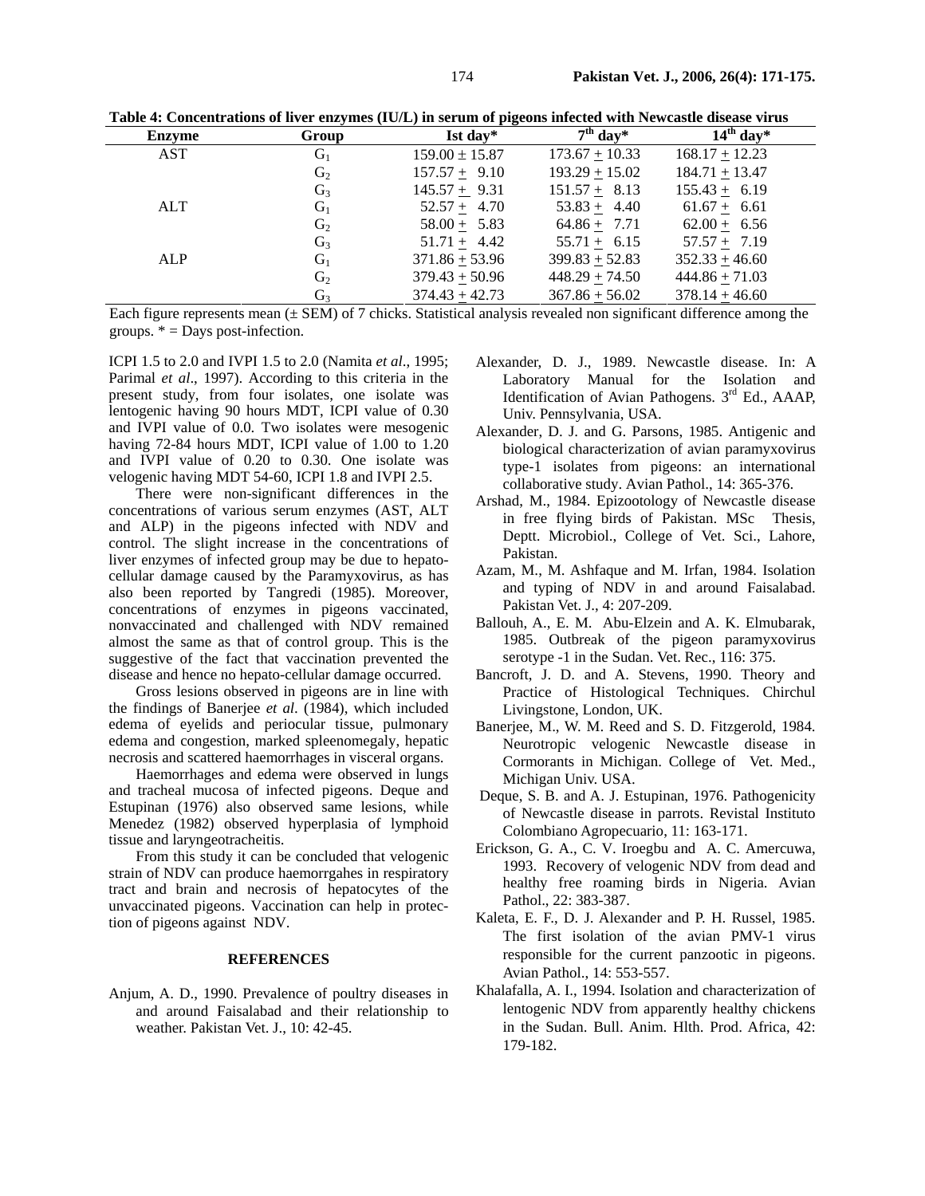**Table 4: Concentrations of liver enzymes (IU/L) in serum of pigeons infected with Newcastle disease virus**

| Enzyme | Group | Ist day* | $7^{th}$ day* | $14^{th}$ day* |
|---|---|---|---|---|
| AST | $G_1$ | 159.00 ± 15.87 | 173.67 ± 10.33 | 168.17 ± 12.23 |
| | $G_2$ | 157.57 ± 9.10 | 193.29 ± 15.02 | 184.71 ± 13.47 |
| | $G_3$ | 145.57 ± 9.31 | 151.57 ± 8.13 | 155.43 ± 6.19 |
| ALT | $G_1$ | 52.57 ± 4.70 | 53.83 ± 4.40 | 61.67 ± 6.61 |
| | $G_2$ | 58.00 ± 5.83 | 64.86 ± 7.71 | 62.00 ± 6.56 |
| | $G_3$ | 51.71 ± 4.42 | 55.71 ± 6.15 | 57.57 ± 7.19 |
| ALP | $G_1$ | 371.86 ± 53.96 | 399.83 ± 52.83 | 352.33 ± 46.60 |
| | $G_2$ | 379.43 ± 50.96 | 448.29 ± 74.50 | 444.86 ± 71.03 |
| | $G_3$ | 374.43 ± 42.73 | 367.86 ± 56.02 | 378.14 ± 46.60 |

Each figure represents mean (± SEM) of 7 chicks. Statistical analysis revealed non significant difference among the groups. * = Days post-infection.

ICPI 1.5 to 2.0 and IVPI 1.5 to 2.0 (Namita *et al*., 1995; Parimal *et al*., 1997). According to this criteria in the present study, from four isolates, one isolate was lentogenic having 90 hours MDT, ICPI value of 0.30 and IVPI value of 0.0. Two isolates were mesogenic having 72-84 hours MDT, ICPI value of 1.00 to 1.20 and IVPI value of 0.20 to 0.30. One isolate was velogenic having MDT 54-60, ICPI 1.8 and IVPI 2.5.

There were non-significant differences in the concentrations of various serum enzymes (AST, ALT and ALP) in the pigeons infected with NDV and control. The slight increase in the concentrations of liver enzymes of infected group may be due to hepato-cellular damage caused by the Paramyxovirus, as has also been reported by Tangredi (1985). Moreover, concentrations of enzymes in pigeons vaccinated, nonvaccinated and challenged with NDV remained almost the same as that of control group. This is the suggestive of the fact that vaccination prevented the disease and hence no hepato-cellular damage occurred.

Gross lesions observed in pigeons are in line with the findings of Banerjee *et al*. (1984), which included edema of eyelids and periocular tissue, pulmonary edema and congestion, marked spleenomegaly, hepatic necrosis and scattered haemorrhages in visceral organs.

Haemorrhages and edema were observed in lungs and tracheal mucosa of infected pigeons. Deque and Estupinan (1976) also observed same lesions, while Menedez (1982) observed hyperplasia of lymphoid tissue and laryngeotracheitis.

From this study it can be concluded that velogenic strain of NDV can produce haemorrgahes in respiratory tract and brain and necrosis of hepatocytes of the unvaccinated pigeons. Vaccination can help in protection of pigeons against NDV.

## REFERENCES

Anjum, A. D., 1990. Prevalence of poultry diseases in and around Faisalabad and their relationship to weather. Pakistan Vet. J., 10: 42-45.

Alexander, D. J., 1989. Newcastle disease. In: A Laboratory Manual for the Isolation and Identification of Avian Pathogens. 3rd Ed., AAAP, Univ. Pennsylvania, USA.

Alexander, D. J. and G. Parsons, 1985. Antigenic and biological characterization of avian paramyxovirus type-1 isolates from pigeons: an international collaborative study. Avian Pathol., 14: 365-376.

Arshad, M., 1984. Epizootology of Newcastle disease in free flying birds of Pakistan. MSc Thesis, Deptt. Microbiol., College of Vet. Sci., Lahore, Pakistan.

Azam, M., M. Ashfaque and M. Irfan, 1984. Isolation and typing of NDV in and around Faisalabad. Pakistan Vet. J., 4: 207-209.

Ballouh, A., E. M. Abu-Elzein and A. K. Elmubarak, 1985. Outbreak of the pigeon paramyxovirus serotype -1 in the Sudan. Vet. Rec., 116: 375.

Bancroft, J. D. and A. Stevens, 1990. Theory and Practice of Histological Techniques. Chirchul Livingstone, London, UK.

Banerjee, M., W. M. Reed and S. D. Fitzgerold, 1984. Neurotropic velogenic Newcastle disease in Cormorants in Michigan. College of Vet. Med., Michigan Univ. USA.

Deque, S. B. and A. J. Estupinan, 1976. Pathogenicity of Newcastle disease in parrots. Revistal Instituto Colombiano Agropecuario, 11: 163-171.

Erickson, G. A., C. V. Iroegbu and A. C. Amercuwa, 1993. Recovery of velogenic NDV from dead and healthy free roaming birds in Nigeria. Avian Pathol., 22: 383-387.

Kaleta, E. F., D. J. Alexander and P. H. Russel, 1985. The first isolation of the avian PMV-1 virus responsible for the current panzootic in pigeons. Avian Pathol., 14: 553-557.

Khalafalla, A. I., 1994. Isolation and characterization of lentogenic NDV from apparently healthy chickens in the Sudan. Bull. Anim. Hlth. Prod. Africa, 42: 179-182.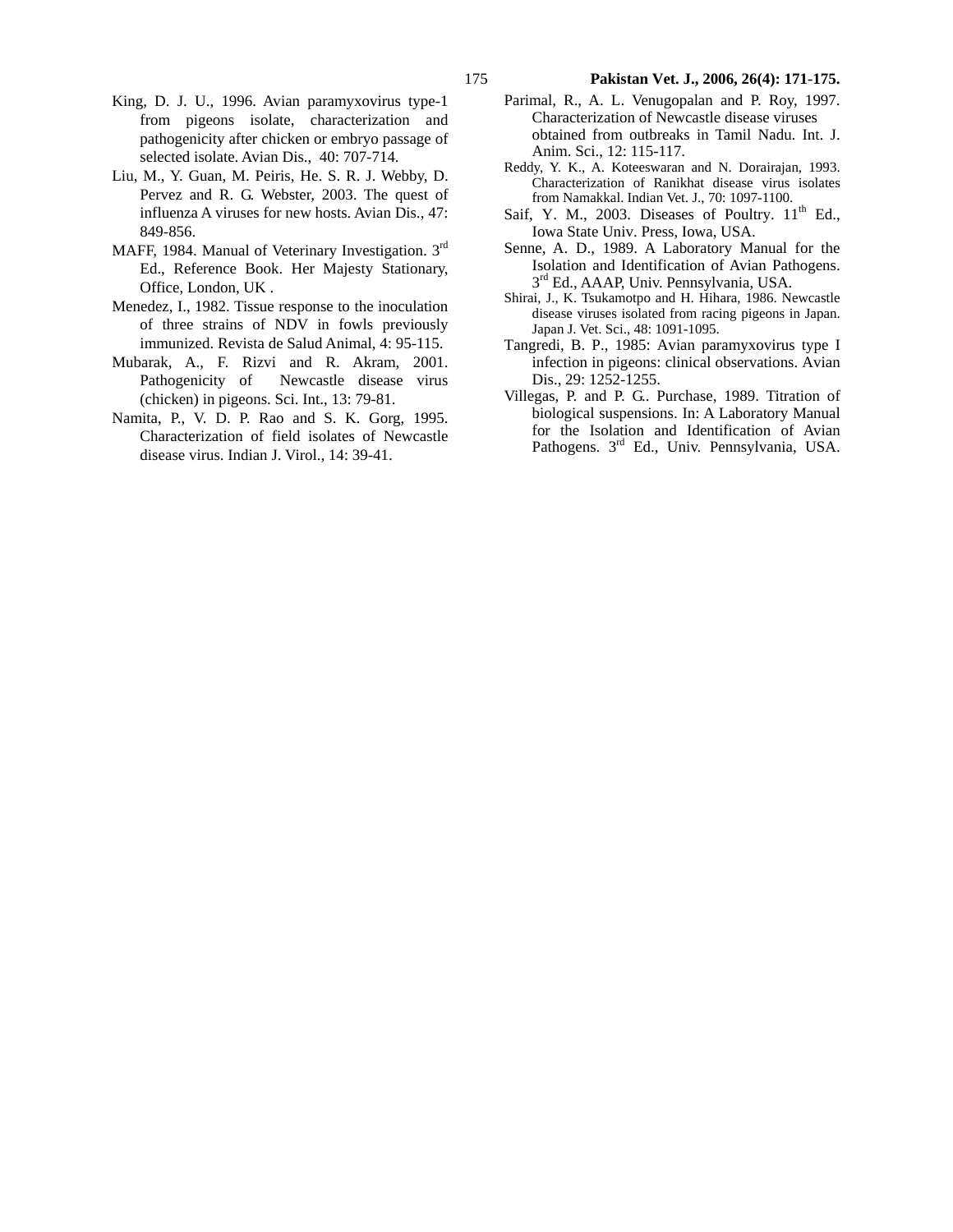King, D. J. U., 1996. Avian paramyxovirus type-1 from pigeons isolate, characterization and pathogenicity after chicken or embryo passage of selected isolate. Avian Dis., 40: 707-714.

Liu, M., Y. Guan, M. Peiris, He. S. R. J. Webby, D. Pervez and R. G. Webster, 2003. The quest of influenza A viruses for new hosts. Avian Dis., 47: 849-856.

MAFF, 1984. Manual of Veterinary Investigation. 3rd Ed., Reference Book. Her Majesty Stationary, Office, London, UK .

Menedez, I., 1982. Tissue response to the inoculation of three strains of NDV in fowls previously immunized. Revista de Salud Animal, 4: 95-115.

Mubarak, A., F. Rizvi and R. Akram, 2001. Pathogenicity of Newcastle disease virus (chicken) in pigeons. Sci. Int., 13: 79-81.

Namita, P., V. D. P. Rao and S. K. Gorg, 1995. Characterization of field isolates of Newcastle disease virus. Indian J. Virol., 14: 39-41.

Parimal, R., A. L. Venugopalan and P. Roy, 1997. Characterization of Newcastle disease viruses obtained from outbreaks in Tamil Nadu. Int. J. Anim. Sci., 12: 115-117.

Reddy, Y. K., A. Koteeswaran and N. Dorairajan, 1993. Characterization of Ranikhat disease virus isolates from Namakkal. Indian Vet. J., 70: 1097-1100.

Saif, Y. M., 2003. Diseases of Poultry. 11th Ed., Iowa State Univ. Press, Iowa, USA.

Senne, A. D., 1989. A Laboratory Manual for the Isolation and Identification of Avian Pathogens. 3rd Ed., AAAP, Univ. Pennsylvania, USA.

Shirai, J., K. Tsukamotpo and H. Hihara, 1986. Newcastle disease viruses isolated from racing pigeons in Japan. Japan J. Vet. Sci., 48: 1091-1095.

Tangredi, B. P., 1985: Avian paramyxovirus type I infection in pigeons: clinical observations. Avian Dis., 29: 1252-1255.

Villegas, P. and P. G.. Purchase, 1989. Titration of biological suspensions. In: A Laboratory Manual for the Isolation and Identification of Avian Pathogens. 3rd Ed., Univ. Pennsylvania, USA.